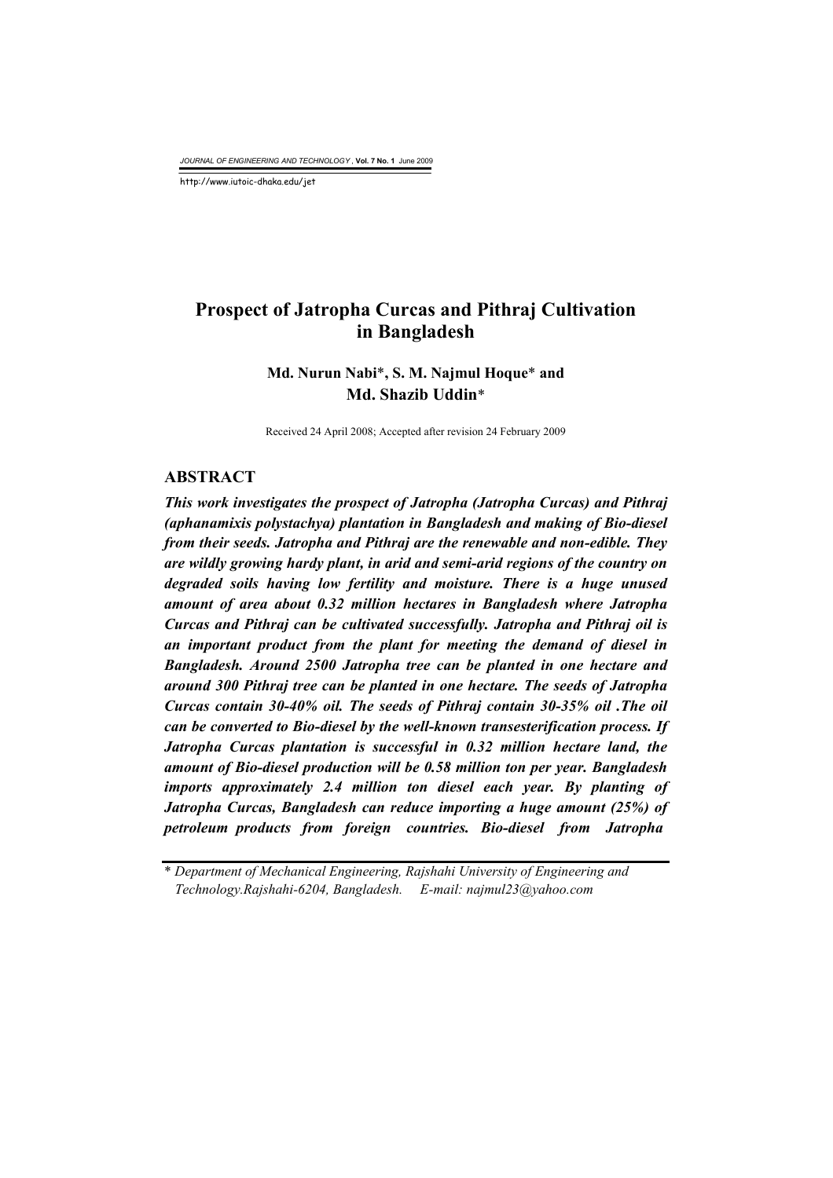# Prospect of Jatropha Curcas and Pithraj Cultivation in Bangladesh

**Md. Nurun Nabi*, S. M. Najmul Hoque* and Md. Shazib Uddin***

Received 24 April 2008; Accepted after revision 24 February 2009

## ABSTRACT

***This work investigates the prospect of Jatropha (Jatropha Curcas) and Pithraj (aphanamixis polystachya) plantation in Bangladesh and making of Bio-diesel from their seeds. Jatropha and Pithraj are the renewable and non-edible. They are wildly growing hardy plant, in arid and semi-arid regions of the country on degraded soils having low fertility and moisture. There is a huge unused amount of area about 0.32 million hectares in Bangladesh where Jatropha Curcas and Pithraj can be cultivated successfully. Jatropha and Pithraj oil is an important product from the plant for meeting the demand of diesel in Bangladesh. Around 2500 Jatropha tree can be planted in one hectare and around 300 Pithraj tree can be planted in one hectare. The seeds of Jatropha Curcas contain 30-40% oil. The seeds of Pithraj contain 30-35% oil .The oil can be converted to Bio-diesel by the well-known transesterification process. If Jatropha Curcas plantation is successful in 0.32 million hectare land, the amount of Bio-diesel production will be 0.58 million ton per year. Bangladesh imports approximately 2.4 million ton diesel each year. By planting of Jatropha Curcas, Bangladesh can reduce importing a huge amount (25%) of petroleum products from foreign countries. Bio-diesel from Jatropha***

\* *Department of Mechanical Engineering, Rajshahi University of Engineering and Technology.Rajshahi-6204, Bangladesh. E-mail: najmul23@yahoo.com*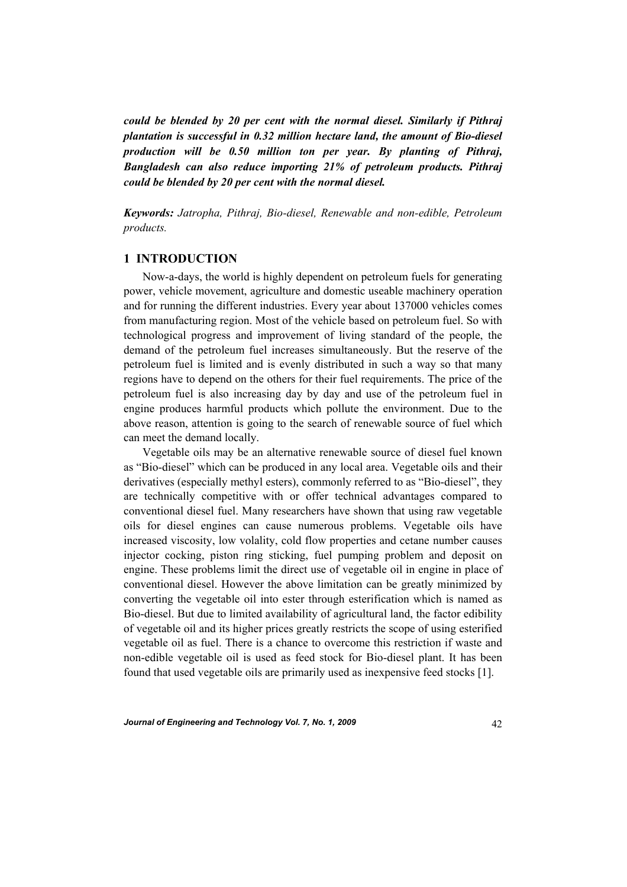***could be blended by 20 per cent with the normal diesel. Similarly if Pithraj plantation is successful in 0.32 million hectare land, the amount of Bio-diesel production will be 0.50 million ton per year. By planting of Pithraj, Bangladesh can also reduce importing 21% of petroleum products. Pithraj could be blended by 20 per cent with the normal diesel.***

***Keywords:*** *Jatropha, Pithraj, Bio-diesel, Renewable and non-edible, Petroleum products.*

## 1 INTRODUCTION

Now-a-days, the world is highly dependent on petroleum fuels for generating power, vehicle movement, agriculture and domestic useable machinery operation and for running the different industries. Every year about 137000 vehicles comes from manufacturing region. Most of the vehicle based on petroleum fuel. So with technological progress and improvement of living standard of the people, the demand of the petroleum fuel increases simultaneously. But the reserve of the petroleum fuel is limited and is evenly distributed in such a way so that many regions have to depend on the others for their fuel requirements. The price of the petroleum fuel is also increasing day by day and use of the petroleum fuel in engine produces harmful products which pollute the environment. Due to the above reason, attention is going to the search of renewable source of fuel which can meet the demand locally.

Vegetable oils may be an alternative renewable source of diesel fuel known as "Bio-diesel" which can be produced in any local area. Vegetable oils and their derivatives (especially methyl esters), commonly referred to as "Bio-diesel", they are technically competitive with or offer technical advantages compared to conventional diesel fuel. Many researchers have shown that using raw vegetable oils for diesel engines can cause numerous problems. Vegetable oils have increased viscosity, low volality, cold flow properties and cetane number causes injector cocking, piston ring sticking, fuel pumping problem and deposit on engine. These problems limit the direct use of vegetable oil in engine in place of conventional diesel. However the above limitation can be greatly minimized by converting the vegetable oil into ester through esterification which is named as Bio-diesel. But due to limited availability of agricultural land, the factor edibility of vegetable oil and its higher prices greatly restricts the scope of using esterified vegetable oil as fuel. There is a chance to overcome this restriction if waste and non-edible vegetable oil is used as feed stock for Bio-diesel plant. It has been found that used vegetable oils are primarily used as inexpensive feed stocks [1].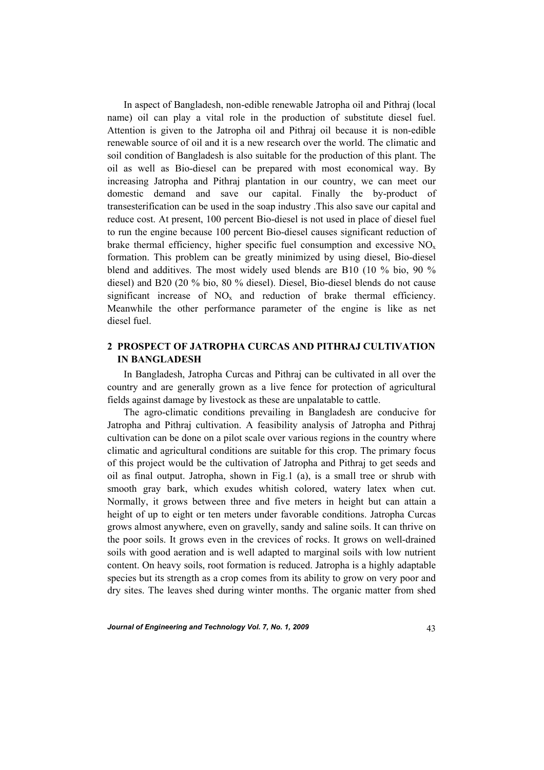In aspect of Bangladesh, non-edible renewable Jatropha oil and Pithraj (local name) oil can play a vital role in the production of substitute diesel fuel. Attention is given to the Jatropha oil and Pithraj oil because it is non-edible renewable source of oil and it is a new research over the world. The climatic and soil condition of Bangladesh is also suitable for the production of this plant. The oil as well as Bio-diesel can be prepared with most economical way. By increasing Jatropha and Pithraj plantation in our country, we can meet our domestic demand and save our capital. Finally the by-product of transesterification can be used in the soap industry .This also save our capital and reduce cost. At present, 100 percent Bio-diesel is not used in place of diesel fuel to run the engine because 100 percent Bio-diesel causes significant reduction of brake thermal efficiency, higher specific fuel consumption and excessive $NO_x$ formation. This problem can be greatly minimized by using diesel, Bio-diesel blend and additives. The most widely used blends are B10 (10 % bio, 90 % diesel) and B20 (20 % bio, 80 % diesel). Diesel, Bio-diesel blends do not cause significant increase of $NO_x$ and reduction of brake thermal efficiency. Meanwhile the other performance parameter of the engine is like as net diesel fuel.

## 2 PROSPECT OF JATROPHA CURCAS AND PITHRAJ CULTIVATION IN BANGLADESH

In Bangladesh, Jatropha Curcas and Pithraj can be cultivated in all over the country and are generally grown as a live fence for protection of agricultural fields against damage by livestock as these are unpalatable to cattle.

The agro-climatic conditions prevailing in Bangladesh are conducive for Jatropha and Pithraj cultivation. A feasibility analysis of Jatropha and Pithraj cultivation can be done on a pilot scale over various regions in the country where climatic and agricultural conditions are suitable for this crop. The primary focus of this project would be the cultivation of Jatropha and Pithraj to get seeds and oil as final output. Jatropha, shown in Fig.1 (a), is a small tree or shrub with smooth gray bark, which exudes whitish colored, watery latex when cut. Normally, it grows between three and five meters in height but can attain a height of up to eight or ten meters under favorable conditions. Jatropha Curcas grows almost anywhere, even on gravelly, sandy and saline soils. It can thrive on the poor soils. It grows even in the crevices of rocks. It grows on well-drained soils with good aeration and is well adapted to marginal soils with low nutrient content. On heavy soils, root formation is reduced. Jatropha is a highly adaptable species but its strength as a crop comes from its ability to grow on very poor and dry sites. The leaves shed during winter months. The organic matter from shed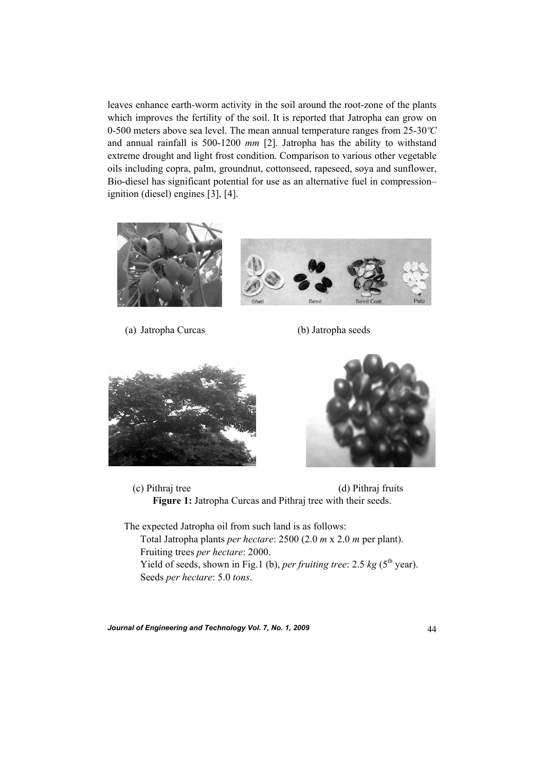leaves enhance earth-worm activity in the soil around the root-zone of the plants which improves the fertility of the soil. It is reported that Jatropha can grow on 0-500 meters above sea level. The mean annual temperature ranges from 25-30*℃* and annual rainfall is 500-1200 *mm* [2]. Jatropha has the ability to withstand extreme drought and light frost condition. Comparison to various other vegetable oils including copra, palm, groundnut, cottonseed, rapeseed, soya and sunflower, Bio-diesel has significant potential for use as an alternative fuel in compression–ignition (diesel) engines [3], [4].

(a) Jatropha Curcas

(b) Jatropha seeds

(c) Pithraj tree

(d) Pithraj fruits

**Figure 1:** Jatropha Curcas and Pithraj tree with their seeds.

The expected Jatropha oil from such land is as follows:

Total Jatropha plants *per hectare*: 2500 (2.0 *m* x 2.0 *m* per plant).
Fruiting trees *per hectare*: 2000.
Yield of seeds, shown in Fig.1 (b), *per fruiting tree*: 2.5 *kg* (5$^{th}$ year).
Seeds *per hectare*: 5.0 *tons*.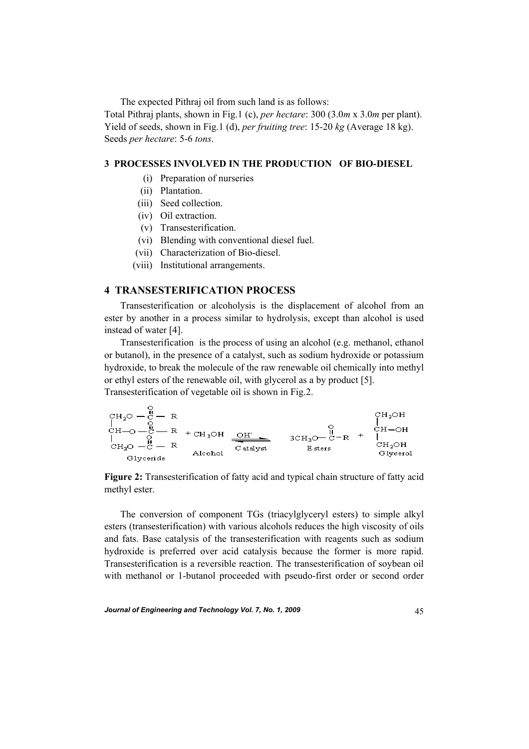The expected Pithraj oil from such land is as follows:
Total Pithraj plants, shown in Fig.1 (c), *per hectare*: 300 (3.0*m* x 3.0*m* per plant).
Yield of seeds, shown in Fig.1 (d), *per fruiting tree*: 15-20 *kg* (Average 18 kg).
Seeds *per hectare*: 5-6 *tons*.

## 3 PROCESSES INVOLVED IN THE PRODUCTION OF BIO-DIESEL

(i) Preparation of nurseries
(ii) Plantation.
(iii) Seed collection.
(iv) Oil extraction.
(v) Transesterification.
(vi) Blending with conventional diesel fuel.
(vii) Characterization of Bio-diesel.
(viii) Institutional arrangements.

## 4 TRANSESTERIFICATION PROCESS

Transesterification or alcoholysis is the displacement of alcohol from an ester by another in a process similar to hydrolysis, except than alcohol is used instead of water [4].

Transesterification is the process of using an alcohol (e.g. methanol, ethanol or butanol), in the presence of a catalyst, such as sodium hydroxide or potassium hydroxide, to break the molecule of the raw renewable oil chemically into methyl or ethyl esters of the renewable oil, with glycerol as a by product [5].
Transesterification of vegetable oil is shown in Fig.2.

$$\begin{array}{l} CH_2O-\overset{O}{\overset{\|}{C}}-R \\ CH-O-\overset{O}{\overset{\|}{C}}-R \\ CH_2O-\overset{O}{\overset{\|}{C}}-R \end{array} + CH_3OH \xrightleftharpoons[\text{Catalyst}]{OH^-} 3CH_3O-\overset{O}{\overset{\|}{C}}-R + \begin{array}{l} CH_2OH \\ CH-OH \\ CH_2OH \end{array}$$

Glyceride  Alcohol  Esters  Glycerol

**Figure 2:** Transesterification of fatty acid and typical chain structure of fatty acid methyl ester.

The conversion of component TGs (triacylglyceryl esters) to simple alkyl esters (transesterification) with various alcohols reduces the high viscosity of oils and fats. Base catalysis of the transesterification with reagents such as sodium hydroxide is preferred over acid catalysis because the former is more rapid. Transesterification is a reversible reaction. The transesterification of soybean oil with methanol or 1-butanol proceeded with pseudo-first order or second order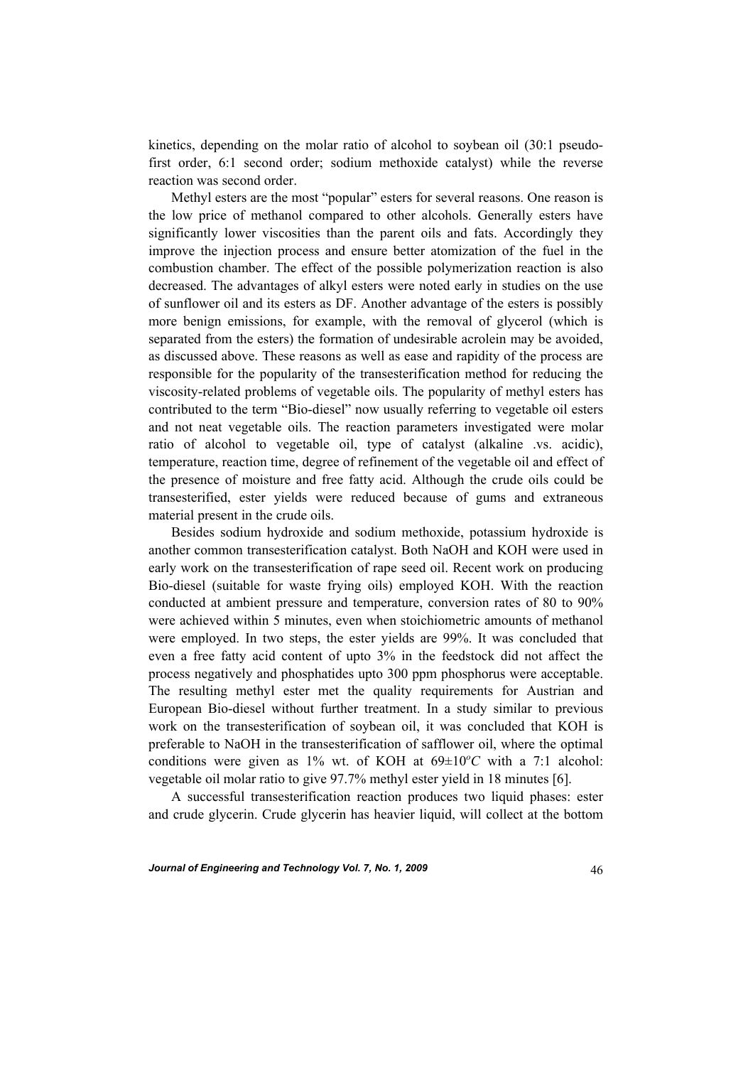kinetics, depending on the molar ratio of alcohol to soybean oil (30:1 pseudo-first order, 6:1 second order; sodium methoxide catalyst) while the reverse reaction was second order.

Methyl esters are the most "popular" esters for several reasons. One reason is the low price of methanol compared to other alcohols. Generally esters have significantly lower viscosities than the parent oils and fats. Accordingly they improve the injection process and ensure better atomization of the fuel in the combustion chamber. The effect of the possible polymerization reaction is also decreased. The advantages of alkyl esters were noted early in studies on the use of sunflower oil and its esters as DF. Another advantage of the esters is possibly more benign emissions, for example, with the removal of glycerol (which is separated from the esters) the formation of undesirable acrolein may be avoided, as discussed above. These reasons as well as ease and rapidity of the process are responsible for the popularity of the transesterification method for reducing the viscosity-related problems of vegetable oils. The popularity of methyl esters has contributed to the term "Bio-diesel" now usually referring to vegetable oil esters and not neat vegetable oils. The reaction parameters investigated were molar ratio of alcohol to vegetable oil, type of catalyst (alkaline .vs. acidic), temperature, reaction time, degree of refinement of the vegetable oil and effect of the presence of moisture and free fatty acid. Although the crude oils could be transesterified, ester yields were reduced because of gums and extraneous material present in the crude oils.

Besides sodium hydroxide and sodium methoxide, potassium hydroxide is another common transesterification catalyst. Both NaOH and KOH were used in early work on the transesterification of rape seed oil. Recent work on producing Bio-diesel (suitable for waste frying oils) employed KOH. With the reaction conducted at ambient pressure and temperature, conversion rates of 80 to 90% were achieved within 5 minutes, even when stoichiometric amounts of methanol were employed. In two steps, the ester yields are 99%. It was concluded that even a free fatty acid content of upto 3% in the feedstock did not affect the process negatively and phosphatides upto 300 ppm phosphorus were acceptable. The resulting methyl ester met the quality requirements for Austrian and European Bio-diesel without further treatment. In a study similar to previous work on the transesterification of soybean oil, it was concluded that KOH is preferable to NaOH in the transesterification of safflower oil, where the optimal conditions were given as 1% wt. of KOH at $69\pm10^{o}C$ with a 7:1 alcohol: vegetable oil molar ratio to give 97.7% methyl ester yield in 18 minutes [6].

A successful transesterification reaction produces two liquid phases: ester and crude glycerin. Crude glycerin has heavier liquid, will collect at the bottom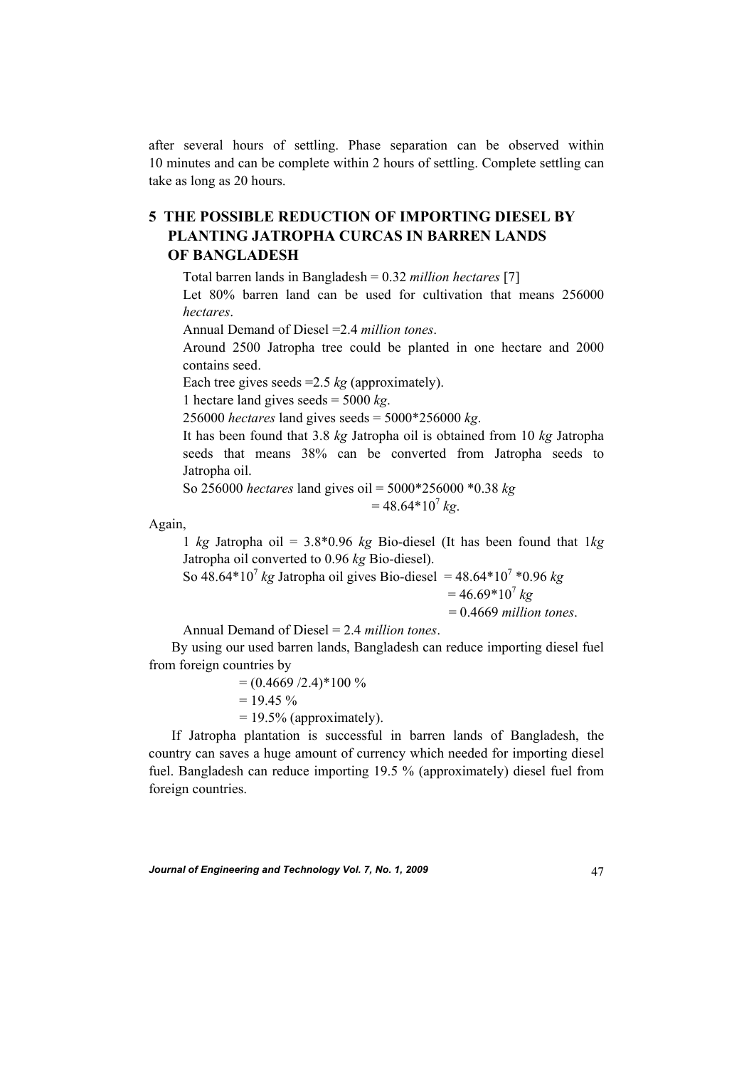after several hours of settling. Phase separation can be observed within 10 minutes and can be complete within 2 hours of settling. Complete settling can take as long as 20 hours.

## 5 THE POSSIBLE REDUCTION OF IMPORTING DIESEL BY PLANTING JATROPHA CURCAS IN BARREN LANDS OF BANGLADESH

Total barren lands in Bangladesh = 0.32 *million hectares* [7]

Let 80% barren land can be used for cultivation that means 256000 *hectares*.

Annual Demand of Diesel =2.4 *million tones*.

Around 2500 Jatropha tree could be planted in one hectare and 2000 contains seed.

Each tree gives seeds =2.5 *kg* (approximately).

1 hectare land gives seeds = 5000 *kg*.

256000 *hectares* land gives seeds = 5000*256000 *kg*.

It has been found that 3.8 *kg* Jatropha oil is obtained from 10 *kg* Jatropha seeds that means 38% can be converted from Jatropha seeds to Jatropha oil.

So 256000 *hectares* land gives oil = 5000*256000 *0.38 *kg*

$= 48.64 * 10^7$ *kg*.

Again,

1 *kg* Jatropha oil = 3.8*0.96 *kg* Bio-diesel (It has been found that 1*kg* Jatropha oil converted to 0.96 *kg* Bio-diesel).

So $48.64*10^7$ *kg* Jatropha oil gives Bio-diesel $= 48.64*10^7 *0.96$ *kg*

$= 46.69*10^7$ *kg*

= 0.4669 *million tones*.

Annual Demand of Diesel = 2.4 *million tones*.

By using our used barren lands, Bangladesh can reduce importing diesel fuel from foreign countries by

= (0.4669 /2.4)*100 %

= 19.45 %

= 19.5% (approximately).

If Jatropha plantation is successful in barren lands of Bangladesh, the country can saves a huge amount of currency which needed for importing diesel fuel. Bangladesh can reduce importing 19.5 % (approximately) diesel fuel from foreign countries.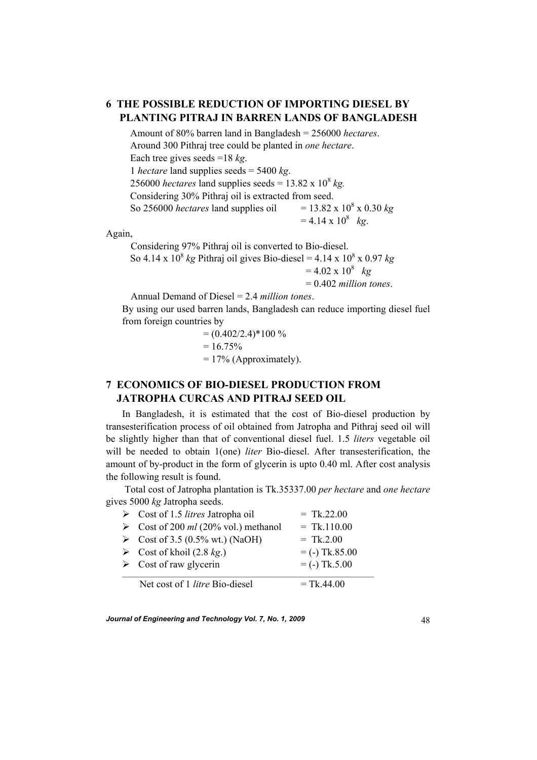## 6 THE POSSIBLE REDUCTION OF IMPORTING DIESEL BY PLANTING PITRAJ IN BARREN LANDS OF BANGLADESH

Amount of 80% barren land in Bangladesh = 256000 *hectares*.
Around 300 Pithraj tree could be planted in *one hectare*.
Each tree gives seeds =18 *kg*.
1 *hectare* land supplies seeds = 5400 *kg*.
256000 *hectares* land supplies seeds = $13.82 \times 10^8$ *kg.*
Considering 30% Pithraj oil is extracted from seed.
So 256000 *hectares* land supplies oil = $13.82 \times 10^8 \times 0.30$ *kg*
= $4.14 \times 10^8$ *kg*.

Again,

Considering 97% Pithraj oil is converted to Bio-diesel.
So $4.14 \times 10^8$ *kg* Pithraj oil gives Bio-diesel = $4.14 \times 10^8 \times 0.97$ *kg*
= $4.02 \times 10^8$ *kg*
= 0.402 *million tones*.

Annual Demand of Diesel = 2.4 *million tones*.

By using our used barren lands, Bangladesh can reduce importing diesel fuel from foreign countries by

= (0.402/2.4)*100 %
= 16.75%
= 17% (Approximately).

## 7 ECONOMICS OF BIO-DIESEL PRODUCTION FROM JATROPHA CURCAS AND PITRAJ SEED OIL

In Bangladesh, it is estimated that the cost of Bio-diesel production by transesterification process of oil obtained from Jatropha and Pithraj seed oil will be slightly higher than that of conventional diesel fuel. 1.5 *liters* vegetable oil will be needed to obtain 1(one) *liter* Bio-diesel. After transesterification, the amount of by-product in the form of glycerin is upto 0.40 ml. After cost analysis the following result is found.

Total cost of Jatropha plantation is Tk.35337.00 *per hectare* and *one hectare* gives 5000 *kg* Jatropha seeds.

- Cost of 1.5 *litres* Jatropha oil = Tk.22.00
- Cost of 200 *ml* (20% vol.) methanol = Tk.110.00
- Cost of 3.5 (0.5% wt.) (NaOH) = Tk.2.00
- Cost of khoil (2.8 *kg*.) = (-) Tk.85.00
- Cost of raw glycerin = (-) Tk.5.00

---

Net cost of 1 *litre* Bio-diesel = Tk.44.00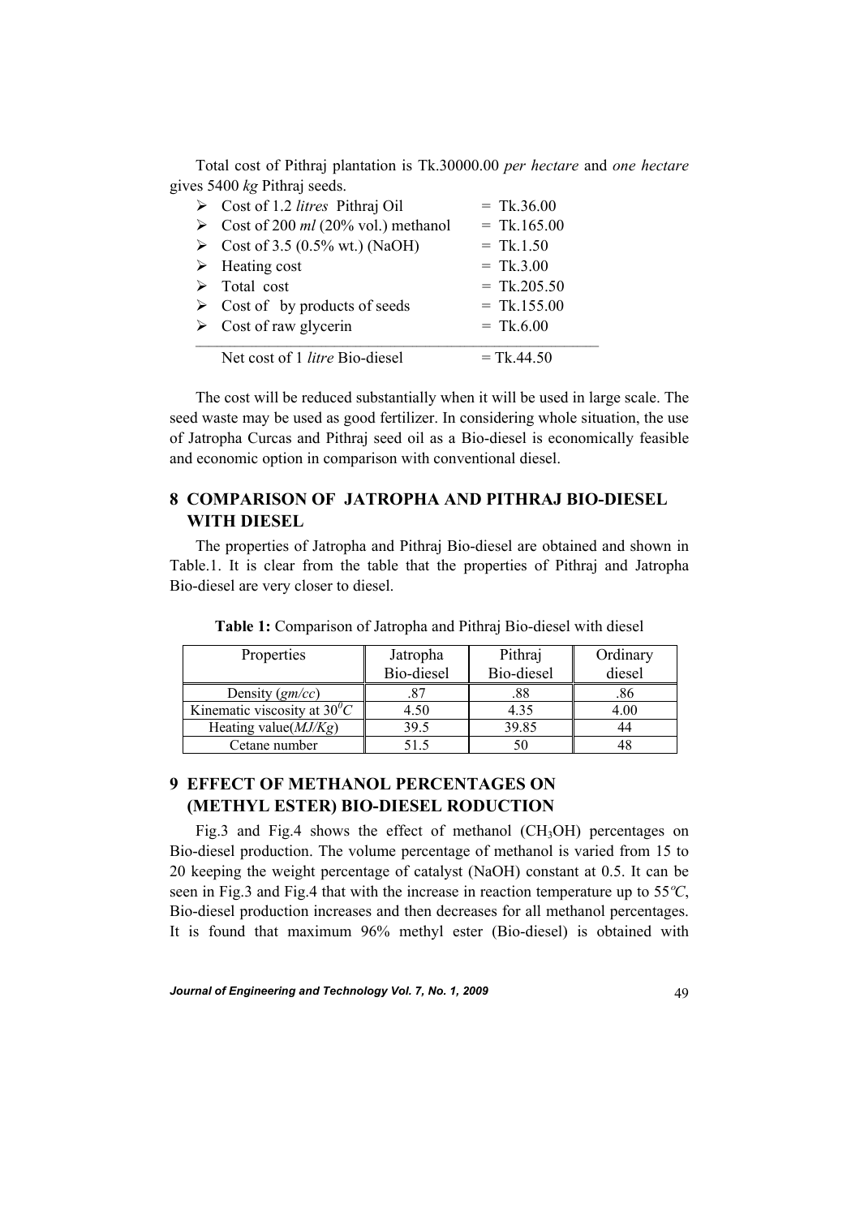Total cost of Pithraj plantation is Tk.30000.00 *per hectare* and *one hectare* gives 5400 *kg* Pithraj seeds.

- Cost of 1.2 *litres* Pithraj Oil = Tk.36.00
- Cost of 200 *ml* (20% vol.) methanol = Tk.165.00
- Cost of 3.5 (0.5% wt.) (NaOH) = Tk.1.50
- Heating cost = Tk.3.00
- Total cost = Tk.205.50
- Cost of by products of seeds = Tk.155.00
- Cost of raw glycerin = Tk.6.00

---

Net cost of 1 *litre* Bio-diesel = Tk.44.50

The cost will be reduced substantially when it will be used in large scale. The seed waste may be used as good fertilizer. In considering whole situation, the use of Jatropha Curcas and Pithraj seed oil as a Bio-diesel is economically feasible and economic option in comparison with conventional diesel.

## 8 COMPARISON OF JATROPHA AND PITHRAJ BIO-DIESEL WITH DIESEL

The properties of Jatropha and Pithraj Bio-diesel are obtained and shown in Table.1. It is clear from the table that the properties of Pithraj and Jatropha Bio-diesel are very closer to diesel.

**Table 1:** Comparison of Jatropha and Pithraj Bio-diesel with diesel

| Properties | Jatropha Bio-diesel | Pithraj Bio-diesel | Ordinary diesel |
|---|---|---|---|
| Density (*gm/cc*) | .87 | .88 | .86 |
| Kinematic viscosity at $30^0C$ | 4.50 | 4.35 | 4.00 |
| Heating value(*MJ/Kg*) | 39.5 | 39.85 | 44 |
| Cetane number | 51.5 | 50 | 48 |

## 9 EFFECT OF METHANOL PERCENTAGES ON (METHYL ESTER) BIO-DIESEL RODUCTION

Fig.3 and Fig.4 shows the effect of methanol ($CH_3OH$) percentages on Bio-diesel production. The volume percentage of methanol is varied from 15 to 20 keeping the weight percentage of catalyst (NaOH) constant at 0.5. It can be seen in Fig.3 and Fig.4 that with the increase in reaction temperature up to 55*ºC*, Bio-diesel production increases and then decreases for all methanol percentages. It is found that maximum 96% methyl ester (Bio-diesel) is obtained with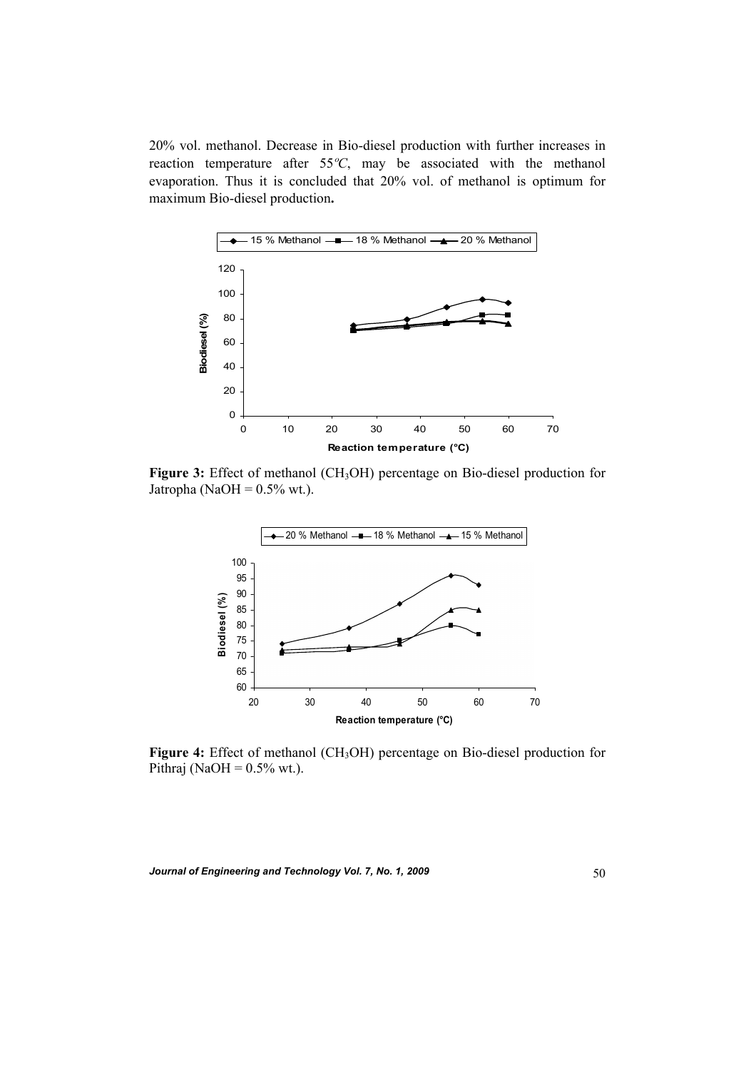20% vol. methanol. Decrease in Bio-diesel production with further increases in reaction temperature after 55*ºC*, may be associated with the methanol evaporation. Thus it is concluded that 20% vol. of methanol is optimum for maximum Bio-diesel production**.**

**Figure 3:** Effect of methanol ($CH_3OH$) percentage on Bio-diesel production for Jatropha (NaOH = 0.5% wt.).

**Figure 4:** Effect of methanol ($CH_3OH$) percentage on Bio-diesel production for Pithraj (NaOH = 0.5% wt.).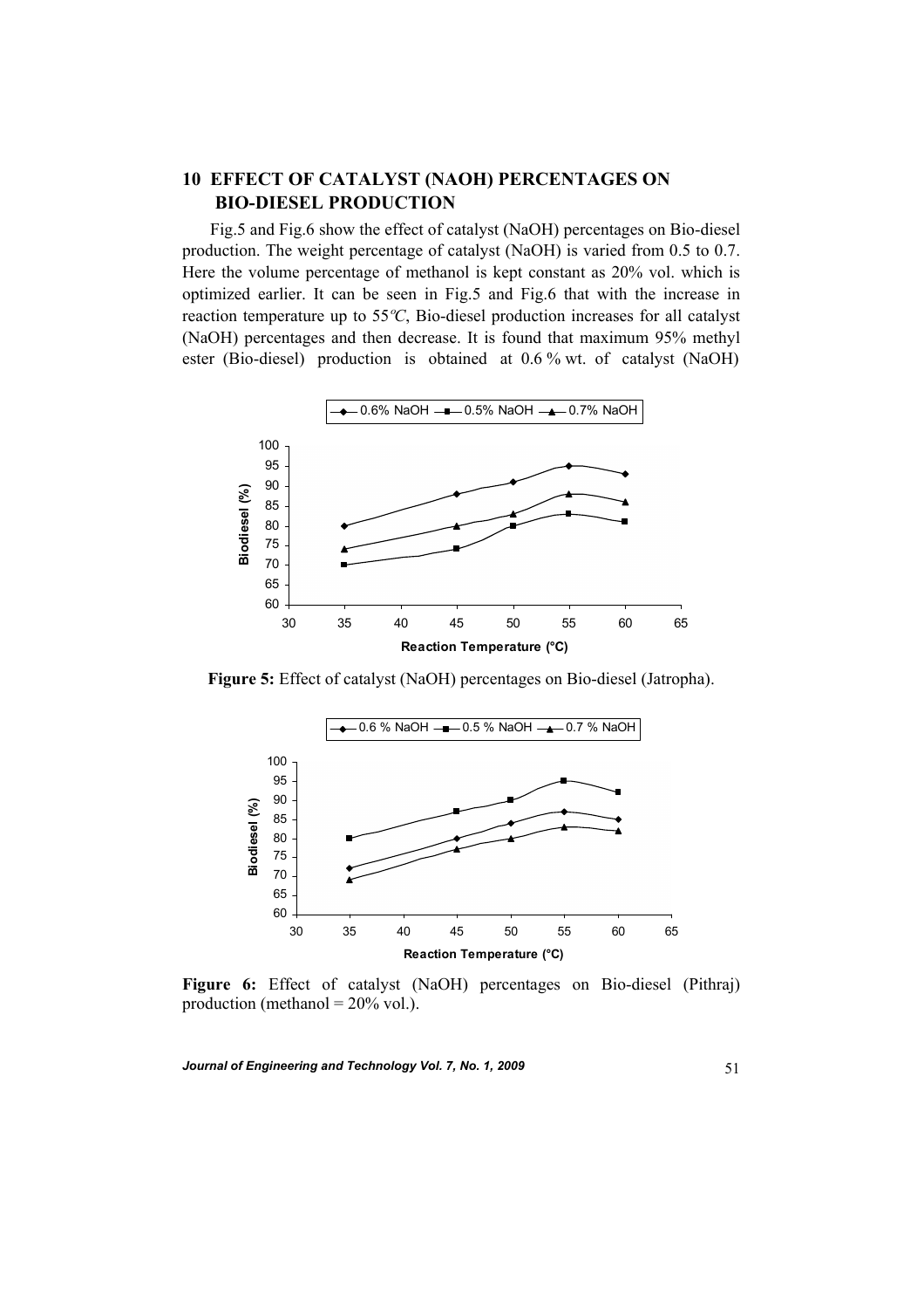## 10 EFFECT OF CATALYST (NAOH) PERCENTAGES ON BIO-DIESEL PRODUCTION

Fig.5 and Fig.6 show the effect of catalyst (NaOH) percentages on Bio-diesel production. The weight percentage of catalyst (NaOH) is varied from 0.5 to 0.7. Here the volume percentage of methanol is kept constant as 20% vol. which is optimized earlier. It can be seen in Fig.5 and Fig.6 that with the increase in reaction temperature up to 55°C, Bio-diesel production increases for all catalyst (NaOH) percentages and then decrease. It is found that maximum 95% methyl ester (Bio-diesel) production is obtained at 0.6 % wt. of catalyst (NaOH)

**Figure 5:** Effect of catalyst (NaOH) percentages on Bio-diesel (Jatropha).

**Figure 6:** Effect of catalyst (NaOH) percentages on Bio-diesel (Pithraj) production (methanol = 20% vol.).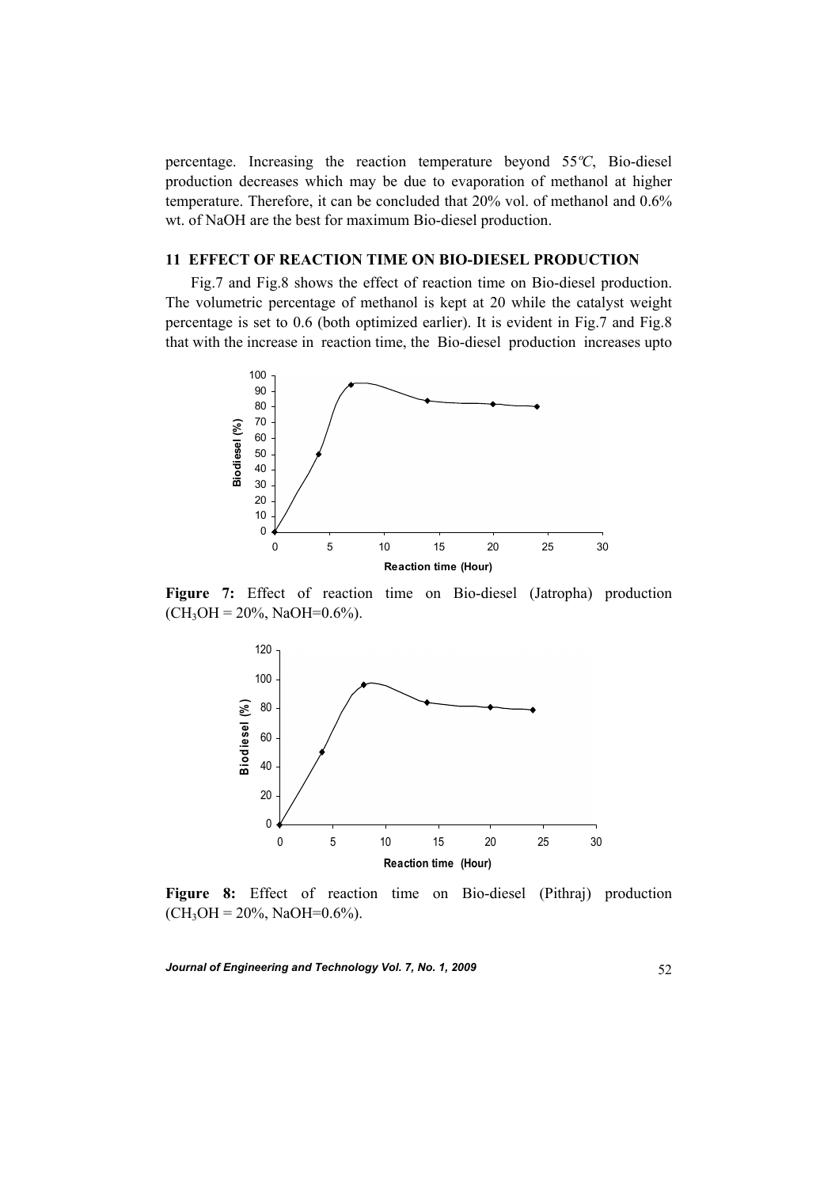percentage. Increasing the reaction temperature beyond 55°C, Bio-diesel production decreases which may be due to evaporation of methanol at higher temperature. Therefore, it can be concluded that 20% vol. of methanol and 0.6% wt. of NaOH are the best for maximum Bio-diesel production.

## 11 EFFECT OF REACTION TIME ON BIO-DIESEL PRODUCTION

Fig.7 and Fig.8 shows the effect of reaction time on Bio-diesel production. The volumetric percentage of methanol is kept at 20 while the catalyst weight percentage is set to 0.6 (both optimized earlier). It is evident in Fig.7 and Fig.8 that with the increase in reaction time, the Bio-diesel production increases upto

**Figure 7:** Effect of reaction time on Bio-diesel (Jatropha) production ($CH_3OH$ = 20%, NaOH=0.6%).

**Figure 8:** Effect of reaction time on Bio-diesel (Pithraj) production ($CH_3OH$ = 20%, NaOH=0.6%).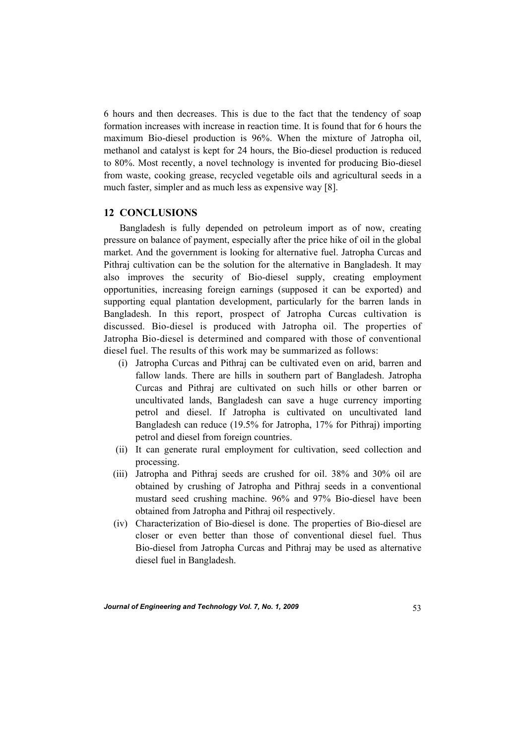6 hours and then decreases. This is due to the fact that the tendency of soap formation increases with increase in reaction time. It is found that for 6 hours the maximum Bio-diesel production is 96%. When the mixture of Jatropha oil, methanol and catalyst is kept for 24 hours, the Bio-diesel production is reduced to 80%. Most recently, a novel technology is invented for producing Bio-diesel from waste, cooking grease, recycled vegetable oils and agricultural seeds in a much faster, simpler and as much less as expensive way [8].

## 12 CONCLUSIONS

Bangladesh is fully depended on petroleum import as of now, creating pressure on balance of payment, especially after the price hike of oil in the global market. And the government is looking for alternative fuel. Jatropha Curcas and Pithraj cultivation can be the solution for the alternative in Bangladesh. It may also improves the security of Bio-diesel supply, creating employment opportunities, increasing foreign earnings (supposed it can be exported) and supporting equal plantation development, particularly for the barren lands in Bangladesh. In this report, prospect of Jatropha Curcas cultivation is discussed. Bio-diesel is produced with Jatropha oil. The properties of Jatropha Bio-diesel is determined and compared with those of conventional diesel fuel. The results of this work may be summarized as follows:

(i) Jatropha Curcas and Pithraj can be cultivated even on arid, barren and fallow lands. There are hills in southern part of Bangladesh. Jatropha Curcas and Pithraj are cultivated on such hills or other barren or uncultivated lands, Bangladesh can save a huge currency importing petrol and diesel. If Jatropha is cultivated on uncultivated land Bangladesh can reduce (19.5% for Jatropha, 17% for Pithraj) importing petrol and diesel from foreign countries.

(ii) It can generate rural employment for cultivation, seed collection and processing.

(iii) Jatropha and Pithraj seeds are crushed for oil. 38% and 30% oil are obtained by crushing of Jatropha and Pithraj seeds in a conventional mustard seed crushing machine. 96% and 97% Bio-diesel have been obtained from Jatropha and Pithraj oil respectively.

(iv) Characterization of Bio-diesel is done. The properties of Bio-diesel are closer or even better than those of conventional diesel fuel. Thus Bio-diesel from Jatropha Curcas and Pithraj may be used as alternative diesel fuel in Bangladesh.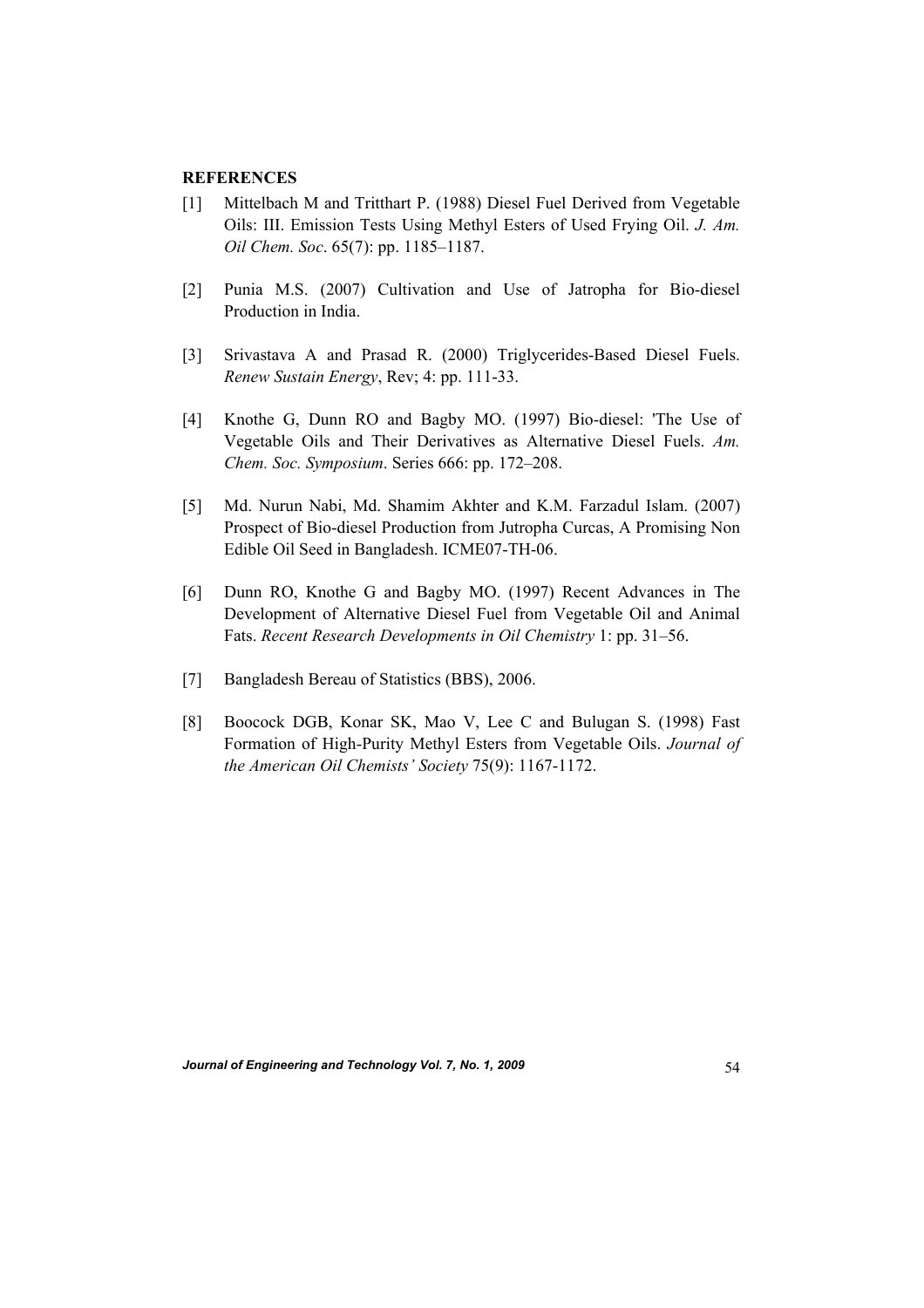## REFERENCES

[1] Mittelbach M and Tritthart P. (1988) Diesel Fuel Derived from Vegetable Oils: III. Emission Tests Using Methyl Esters of Used Frying Oil. *J. Am. Oil Chem. Soc*. 65(7): pp. 1185–1187.

[2] Punia M.S. (2007) Cultivation and Use of Jatropha for Bio-diesel Production in India.

[3] Srivastava A and Prasad R. (2000) Triglycerides-Based Diesel Fuels. *Renew Sustain Energy*, Rev; 4: pp. 111-33.

[4] Knothe G, Dunn RO and Bagby MO. (1997) Bio-diesel: 'The Use of Vegetable Oils and Their Derivatives as Alternative Diesel Fuels. *Am. Chem. Soc. Symposium*. Series 666: pp. 172–208.

[5] Md. Nurun Nabi, Md. Shamim Akhter and K.M. Farzadul Islam. (2007) Prospect of Bio-diesel Production from Jutropha Curcas, A Promising Non Edible Oil Seed in Bangladesh. ICME07-TH-06.

[6] Dunn RO, Knothe G and Bagby MO. (1997) Recent Advances in The Development of Alternative Diesel Fuel from Vegetable Oil and Animal Fats. *Recent Research Developments in Oil Chemistry* 1: pp. 31–56.

[7] Bangladesh Bereau of Statistics (BBS), 2006.

[8] Boocock DGB, Konar SK, Mao V, Lee C and Bulugan S. (1998) Fast Formation of High-Purity Methyl Esters from Vegetable Oils. *Journal of the American Oil Chemists' Society* 75(9): 1167-1172.